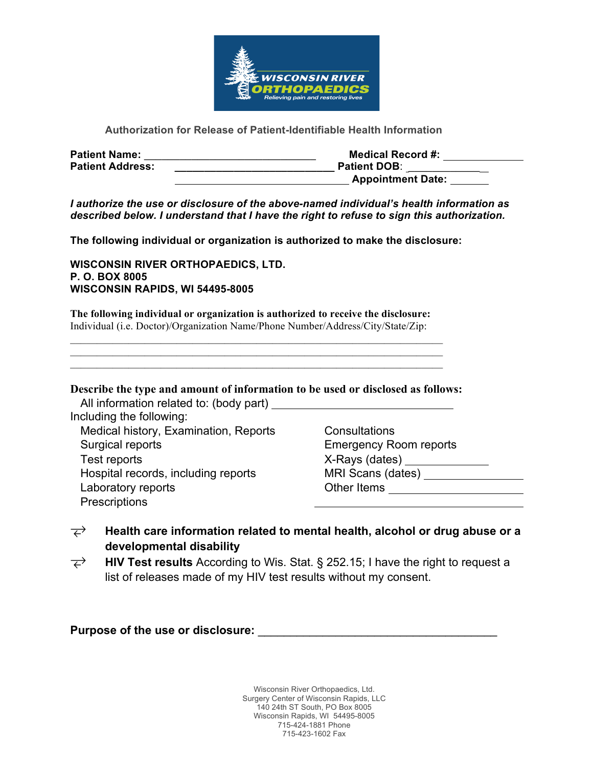WISCONSIN RIVER ORTHOPAEDICS
Relieving pain and restoring lives

## Authorization for Release of Patient-Identifiable Health Information

**Patient Name:** ______________________________ **Medical Record #:** _____________
**Patient Address:** ___________________________ **Patient DOB**: ____________
___________________________ **Appointment Date:** ______

***I authorize the use or disclosure of the above-named individual's health information as described below. I understand that I have the right to refuse to sign this authorization.***

**The following individual or organization is authorized to make the disclosure:**

**WISCONSIN RIVER ORTHOPAEDICS, LTD.**
**P. O. BOX 8005**
**WISCONSIN RAPIDS, WI 54495-8005**

**The following individual or organization is authorized to receive the disclosure:**
Individual (i.e. Doctor)/Organization Name/Phone Number/Address/City/State/Zip:

_______________________________________________________________
_______________________________________________________________
_______________________________________________________________

**Describe the type and amount of information to be used or disclosed as follows:**

All information related to: (body part) ____________________________

Including the following:

- Medical history, Examination, Reports
- Surgical reports
- Test reports
- Hospital records, including reports
- Laboratory reports
- Prescriptions
- Consultations
- Emergency Room reports
- X-Rays (dates) ____________
- MRI Scans (dates) ______________
- Other Items ____________________
  ______________________________

- **Health care information related to mental health, alcohol or drug abuse or a developmental disability**
- **HIV Test results** According to Wis. Stat. § 252.15; I have the right to request a list of releases made of my HIV test results without my consent.

**Purpose of the use or disclosure:** ___________________________________

Wisconsin River Orthopaedics, Ltd.
Surgery Center of Wisconsin Rapids, LLC
140 24th ST South, PO Box 8005
Wisconsin Rapids, WI 54495-8005
715-424-1881 Phone
715-423-1602 Fax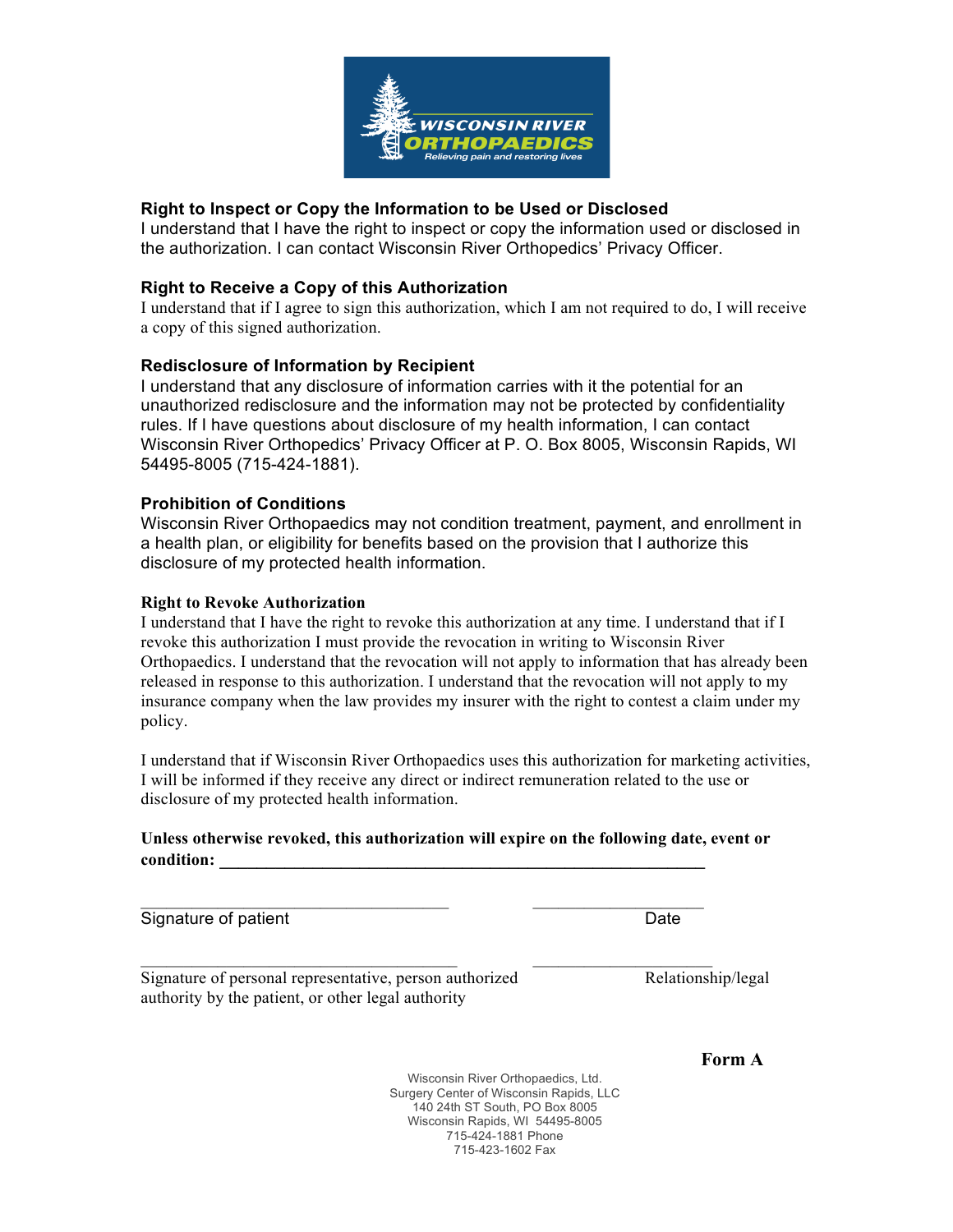WISCONSIN RIVER ORTHOPAEDICS
Relieving pain and restoring lives

**Right to Inspect or Copy the Information to be Used or Disclosed**
I understand that I have the right to inspect or copy the information used or disclosed in the authorization. I can contact Wisconsin River Orthopedics' Privacy Officer.

**Right to Receive a Copy of this Authorization**
I understand that if I agree to sign this authorization, which I am not required to do, I will receive a copy of this signed authorization.

**Redisclosure of Information by Recipient**
I understand that any disclosure of information carries with it the potential for an unauthorized redisclosure and the information may not be protected by confidentiality rules. If I have questions about disclosure of my health information, I can contact Wisconsin River Orthopedics' Privacy Officer at P. O. Box 8005, Wisconsin Rapids, WI 54495-8005 (715-424-1881).

**Prohibition of Conditions**
Wisconsin River Orthopaedics may not condition treatment, payment, and enrollment in a health plan, or eligibility for benefits based on the provision that I authorize this disclosure of my protected health information.

**Right to Revoke Authorization**
I understand that I have the right to revoke this authorization at any time. I understand that if I revoke this authorization I must provide the revocation in writing to Wisconsin River Orthopaedics. I understand that the revocation will not apply to information that has already been released in response to this authorization. I understand that the revocation will not apply to my insurance company when the law provides my insurer with the right to contest a claim under my policy.

I understand that if Wisconsin River Orthopaedics uses this authorization for marketing activities, I will be informed if they receive any direct or indirect remuneration related to the use or disclosure of my protected health information.

**Unless otherwise revoked, this authorization will expire on the following date, event or condition: ______________________________________________________________**

___________________________________ ____________________
Signature of patient Date

___________________________________ ____________________
Signature of personal representative, person authorized authority by the patient, or other legal authority Relationship/legal

**Form A**

Wisconsin River Orthopaedics, Ltd.
Surgery Center of Wisconsin Rapids, LLC
140 24th ST South, PO Box 8005
Wisconsin Rapids, WI 54495-8005
715-424-1881 Phone
715-423-1602 Fax